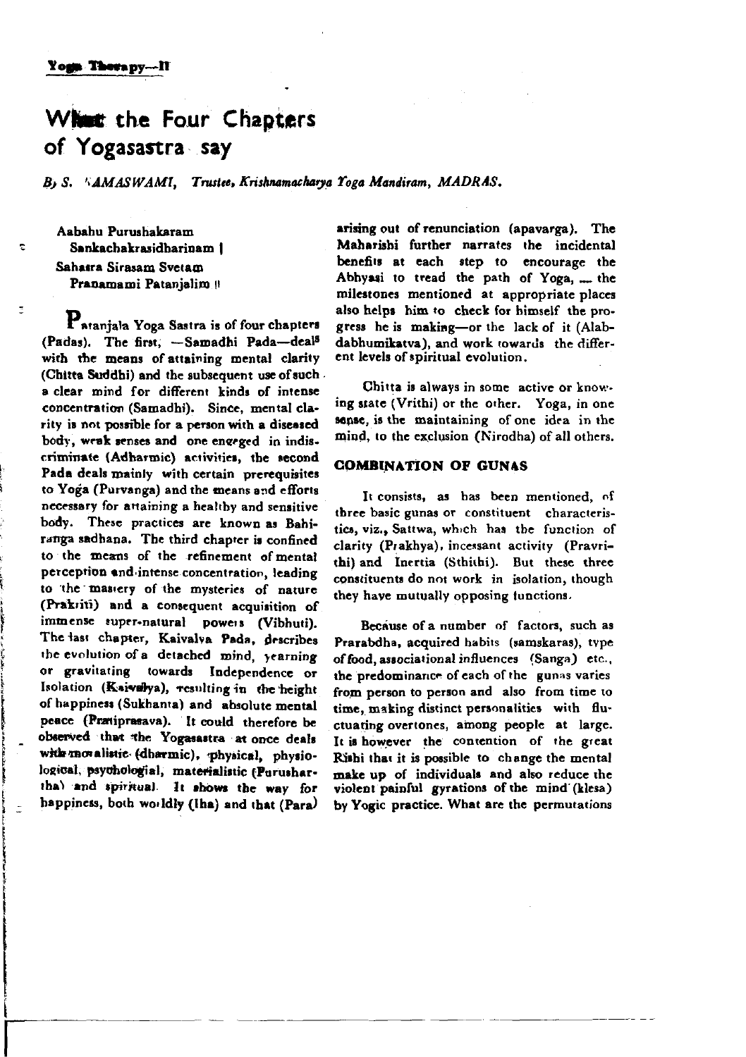Yoga Therapy—II

# What the Four Chapters of Yogasastra say

*By S. RAMASWAMI, Trustee, Krishnamacharya Yoga Mandiram, MADRAS.*

Aabahu Purushakaram
Sankachakrasidharinam |
Sahasra Sirasam Svetam
Pranamami Patanjalim ||

Patanjala Yoga Sastra is of four chapters (Padas). The first, —Samadhi Pada—deals with the means of attaining mental clarity (Chitta Suddhi) and the subsequent use of such a clear mind for different kinds of intense concentration (Samadhi). Since, mental clarity is not possible for a person with a diseased body, weak senses and one engaged in indiscriminate (Adharmic) activities, the second Pada deals mainly with certain prerequisites to Yoga (Purvanga) and the means and efforts necessary for attaining a healthy and sensitive body. These practices are known as Bahiranga sadhana. The third chapter is confined to the means of the refinement of mental perception and intense concentration, leading to the mastery of the mysteries of nature (Prakriti) and a consequent acquisition of immense super-natural powers (Vibhuti). The last chapter, Kaivalya Pada, describes the evolution of a detached mind, yearning or gravitating towards Independence or Isolation (Kaivalya), resulting in the height of happiness (Sukhanta) and absolute mental peace (Pratiprasava). It could therefore be observed that the Yogasastra at once deals with moralistic (dharmic), physical, physiological, psychologial, materialistic (Purushartha) and spiritual. It shows the way for happiness, both worldly (Iha) and that (Para) arising out of renunciation (apavarga). The Maharishi further narrates the incidental benefits at each step to encourage the Abhyasi to tread the path of Yoga, — the milestones mentioned at appropriate places also helps him to check for himself the progress he is making—or the lack of it (Alabdabhumikatva), and work towards the different levels of spiritual evolution.

Chitta is always in some active or knowing state (Vrithi) or the other. Yoga, in one sense, is the maintaining of one idea in the mind, to the exclusion (Nirodha) of all others.

## COMBINATION OF GUNAS

It consists, as has been mentioned, of three basic gunas or constituent characteristics, viz., Sattwa, which has the function of clarity (Prakhya), incessant activity (Pravrithi) and Inertia (Sthithi). But these three constituents do not work in isolation, though they have mutually opposing functions.

Because of a number of factors, such as Prarabdha, acquired habits (samskaras), type of food, associational influences (Sanga) etc., the predominance of each of the gunas varies from person to person and also from time to time, making distinct personalities with fluctuating overtones, among people at large. It is however the contention of the great Rishi that it is possible to change the mental make up of individuals and also reduce the violent painful gyrations of the mind (klesa) by Yogic practice. What are the permutations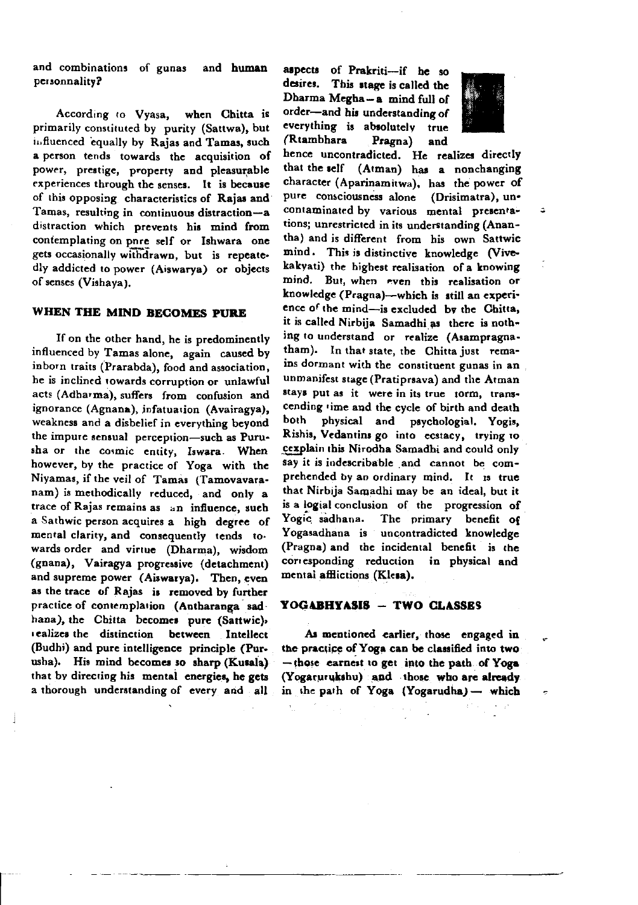and combinations of gunas and **human** personnality?

According to Vyasa, when Chitta is primarily constituted by purity (Sattwa), but influenced equally by Rajas and Tamas, such a person tends towards the acquisition of power, prestige, property and pleasurable experiences through the senses. It is because of this opposing characteristics of Rajas and Tamas, resulting in continuous distraction—a distraction which prevents his mind from contemplating on pnre self or Ishwara one gets occasionally withdrawn, but is repeatedly addicted to power (Aiswarya) or objects of senses (Vishaya).

## WHEN THE MIND BECOMES PURE

If on the other hand, he is predominently influenced by Tamas alone, again caused by inborn traits (Prarabda), food and association, he is inclined towards corruption or unlawful acts (Adharma), suffers from confusion and ignorance (Agnana), infatuation (Avairagya), weakness and a disbelief in everything beyond the impure sensual perception—such as Purusha or the cosmic entity, Iswara. When however, by the practice of Yoga with the Niyamas, if the veil of Tamas (Tamovavaranam) is methodically reduced, and only a trace of Rajas remains as an influence, such a Sathwic person acquires a high degree of mental clarity, and consequently tends towards order and virtue (Dharma), wisdom (gnana), Vairagya progressive (detachment) and supreme power (Aiswarya). Then, even as the trace of Rajas is removed by further practice of contemplation (Antharanga sadhana), the Chitta becomes pure (Sattwic), realizes the distinction between Intellect (Budhi) and pure intelligence principle (Purusha). His mind becomes so sharp (Kusala) that by directing his mental energies, he gets a thorough understanding of every and all aspects of Prakriti—if he so desires. This stage is called the Dharma Megha—a mind full of order—and his understanding of everything is absolutely true (Rtambhara Pragna) and hence uncontradicted. He realizes directly that the self (Atman) has a nonchanging character (Aparinamitwa), has the power of pure consciousness alone (Drisimatra), uncontaminated by various mental presentations; unrestricted in its understanding (Anantha) and is different from his own Sattwic mind. This is distinctive knowledge (Vivekakyati) the highest realisation of a knowing mind. But, when even this realisation or knowledge (Pragna)—which is still an experience of the mind—is excluded by the Chitta, it is called Nirbija Samadhi as there is nothing to understand or realize (Asampragnatham). In that state, the Chitta just remains dormant with the constituent gunas in an unmanifest stage (Pratiprsava) and the Atman stays put as it were in its true form, transcending time and the cycle of birth and death both physical and psychologial. Yogis, Rishis, Vedantins go into ecstacy, trying to cexplain this Nirodha Samadhi and could only say it is indescribable and cannot be comprehended by an ordinary mind. It is true that Nirbija Samadhi may be an ideal, but it is a logial conclusion of the progression of Yogic sadhana. The primary benefit of Yogasadhana is uncontradicted knowledge (Pragna) and the incidental benefit is the corresponding reduction in physical and mental afflictions (Klesa).

## YOGABHYASIS – TWO CLASSES

As mentioned earlier, those engaged in the practice of Yoga can be classified into two —those earnest to get into the path of Yoga (Yogaruruksbu) and those who are already in the path of Yoga (Yogarudha)— which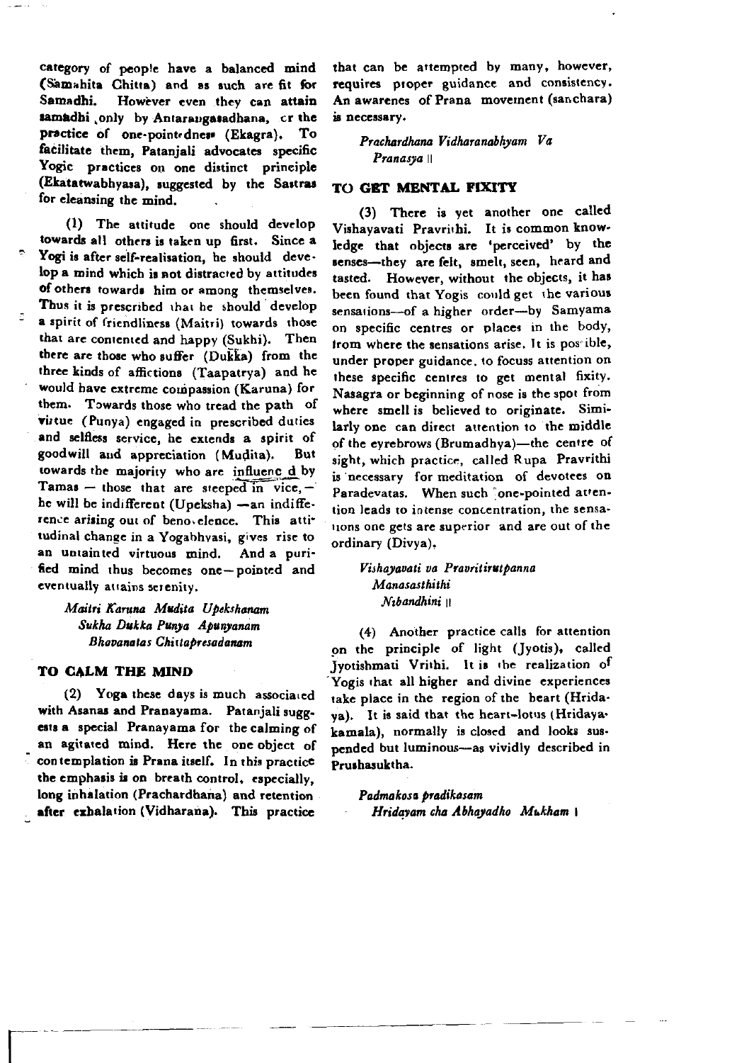category of people have a balanced mind (Samahita Chitta) and as such are fit for Samadhi. However even they can attain samadhi only by Antarangasadhana, or the practice of one-pointedness (Ekagra). To facilitate them, Patanjali advocates specific Yogic practices on one distinct principle (Ekatatwabhyasa), suggested by the Sastras for cleansing the mind.

(1) The attitude one should develop towards all others is taken up first. Since a Yogi is after self-realisation, he should develop a mind which is not distracted by attitudes of others towards him or among themselves. Thus it is prescribed that he should develop a spirit of friendliness (Maitri) towards those that are contented and happy (Sukhi). Then there are those who suffer (Dukka) from the three kinds of affictions (Taapatrya) and he would have extreme compassion (Karuna) for them. Towards those who tread the path of virtue (Punya) engaged in prescribed duties and selfless service, he extends a spirit of goodwill and appreciation (Mudita). But towards the majority who are influenced by Tamas — those that are steeped in vice, — he will be indifferent (Upeksha) —an indifference arising out of benevolence. This attitudinal change in a Yogabhyasi, gives rise to an untainted virtuous mind. And a purified mind thus becomes one—pointed and eventually attains serenity.

*Maitri Karuna Mudita Upekshanam*
*Sukha Dukka Punya Apunyanam*
*Bhavanatas Chittapresadanam*

## TO CALM THE MIND

(2) Yoga these days is much associated with Asanas and Pranayama. Patanjali suggests a special Pranayama for the calming of an agitated mind. Here the one object of contemplation is Prana itself. In this practice the emphasis is on breath control, especially, long inhalation (Prachardhana) and retention after exhalation (Vidharana). This practice that can be attempted by many, however, requires proper guidance and consistency. An awarenes of Prana movement (sanchara) is necessary.

*Prachardhana Vidharanabhyam Va*
*Pranasya* ||

## TO GET MENTAL FIXITY

(3) There is yet another one called Vishayavati Pravrithi. It is common knowledge that objects are 'perceived' by the senses—they are felt, smelt, seen, heard and tasted. However, without the objects, it has been found that Yogis could get the various sensations—of a higher order—by Samyama on specific centres or places in the body, from where the sensations arise. It is possible, under proper guidance, to focuss attention on these specific centres to get mental fixity. Nasagra or beginning of nose is the spot from where smell is believed to originate. Similarly one can direct attention to the middle of the eyrebrows (Brumadhya)—the centre of sight, which practice, called Rupa Pravrithi is necessary for meditation of devotees on Paradevatas. When such one-pointed attention leads to intense concentration, the sensations one gets are superior and are out of the ordinary (Divya).

*Vishayavati va Pravritirutpanna*
*Manasasthithi*
*Nibandhini* ||

(4) Another practice calls for attention on the principle of light (Jyotis), called Jyotishmati Vrithi. It is the realization of Yogis that all higher and divine experiences take place in the region of the heart (Hridaya). It is said that the heart-lotus (Hridayakamala), normally is closed and looks suspended but luminous—as vividly described in Prushasuktha.

*Padmakosa pradikasam*
*Hridayam cha Abhayadho Mukham* |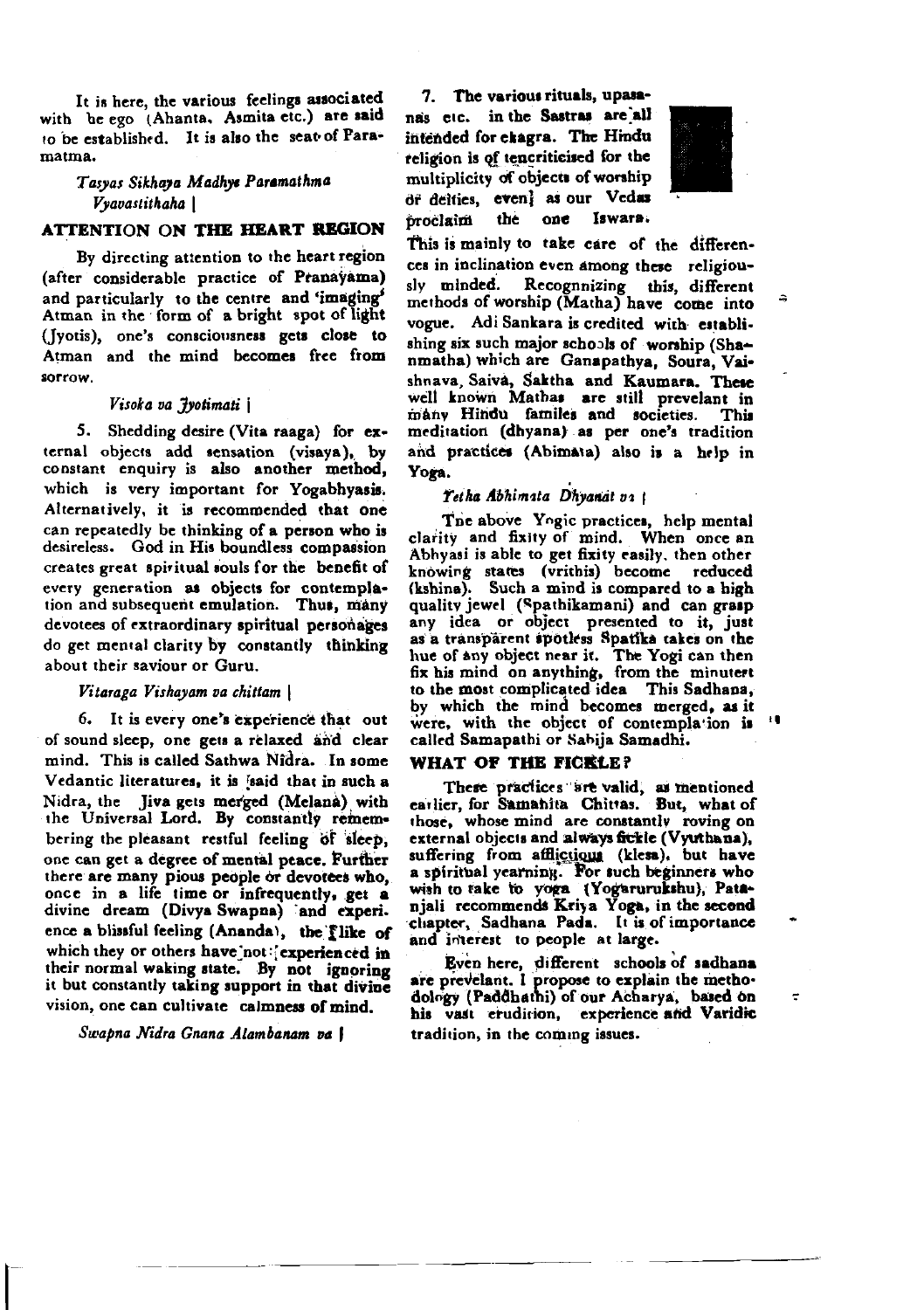It is here, the various feelings associated with he ego (Ahanta, Asmita etc.) are said to be established. It is also the seat of Paramatma.

*Tasyas Sikhaya Madhye Paramathma Vyavastithaha |*

## ATTENTION ON THE HEART REGION

By directing attention to the heart region (after considerable practice of Pranayama) and particularly to the centre and 'imaging' Atman in the form of a bright spot of light (Jyotis), one's consciousness gets close to Atman and the mind becomes free from sorrow.

*Visoka va Jyotimati |*

5. Shedding desire (Vita raaga) for external objects add sensation (visaya), by constant enquiry is also another method, which is very important for Yogabhyasis. Alternatively, it is recommended that one can repeatedly be thinking of a person who is desireless. God in His boundless compassion creates great spiritual souls for the benefit of every generation as objects for contemplation and subsequent emulation. Thus, many devotees of extraordinary spiritual personages do get mental clarity by constantly thinking about their saviour or Guru.

*Vitaraga Vishayam va chittam |*

6. It is every one's experience that out of sound sleep, one gets a relaxed and clear mind. This is called Sathwa Nidra. In some Vedantic literatures, it is said that in such a Nidra, the Jiva gets merged (Melana) with the Universal Lord. By constantly remembering the pleasant restful feeling of sleep, one can get a degree of mental peace. Further there are many pious people or devotees who, once in a life time or infrequently, get a divine dream (Divya Swapna) and experience a blissful feeling (Ananda), the like of which they or others have not experienced in their normal waking state. By not ignoring it but constantly taking support in that divine vision, one can cultivate calmness of mind.

*Swapna Nidra Gnana Alambanam va |*

7. The various rituals, upasanas etc. in the Sastras are all intended for ekagra. The Hindu religion is often criticised for the multiplicity of objects of worship or deities, even as our Vedas proclaim the one Iswara. This is mainly to take care of the differences in inclination even among these religiously minded. Recognnizing this, different methods of worship (Matha) have come into vogue. Adi Sankara is credited with establishing six such major schools of worship (Shanmatha) which are Ganapathya, Soura, Vaishnava, Saiva, Saktha and Kaumara. These well known Mathas are still prevelant in many Hindu familes and societies. This meditation (dhyana) as per one's tradition and practices (Abimata) also is a help in Yoga.

*Yetha Abhimata Dhyanat va |*

The above Yogic practices, help mental clarity and fixity of mind. When once an Abhyasi is able to get fixity easily, then other knowing states (vrithis) become reduced (kshina). Such a mind is compared to a high quality jewel (Spathikamani) and can grasp any idea or object presented to it, just as a transparent spotless Spatika takes on the hue of any object near it. The Yogi can then fix his mind on anything, from the minutest to the most complicated idea This Sadhana, by which the mind becomes merged, as it were, with the object of contemplation is called Samapathi or Sabija Samadhi.

## WHAT OF THE FICKLE?

These practices are valid, as mentioned earlier, for Samahita Chittas. But, what of those, whose mind are constantly roving on external objects and always fickle (Vyuthana), suffering from afflictions (klesa), but have a spiritual yearning. For such beginners who wish to take to yoga (Yogaruruksu), Patanjali recommends Kriya Yoga, in the second chapter, Sadhana Pada. It is of importance and interest to people at large.

Even here, different schools of sadhana are prevelant. I propose to explain the methodology (Paddhathi) of our Acharya, based on his vast erudition, experience and Varidic tradition, in the coming issues.